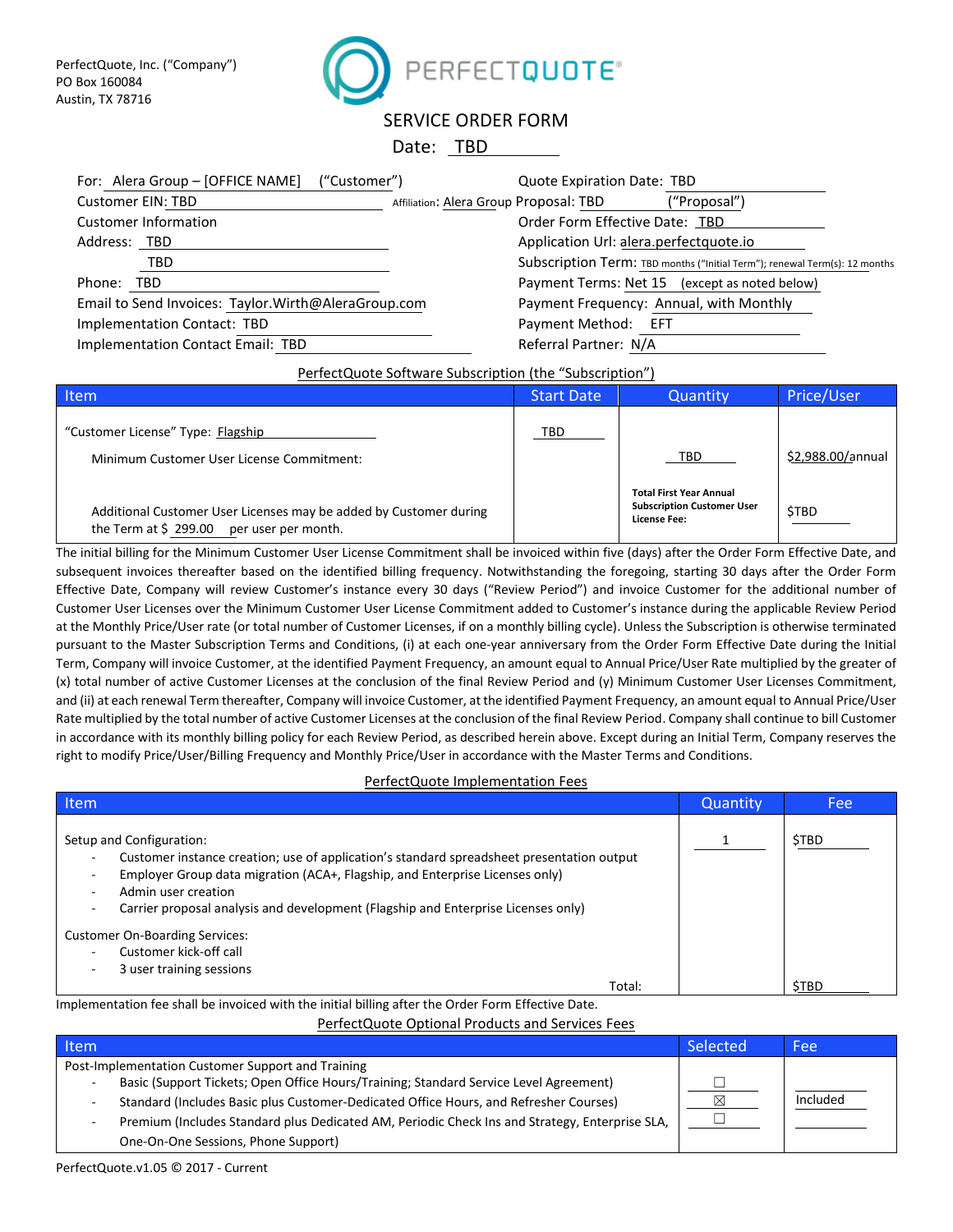PerfectQuote, Inc. ("Company")
PO Box 160084
Austin, TX 78716

PERFECTQUOTE®

# SERVICE ORDER FORM

Date: TBD

For: Alera Group – [OFFICE NAME] ("Customer")
Customer EIN: TBD
Affiliation: Alera Group
Customer Information
Address: TBD
TBD
Phone: TBD
Email to Send Invoices: Taylor.Wirth@AleraGroup.com
Implementation Contact: TBD
Implementation Contact Email: TBD

Quote Expiration Date: TBD
Proposal: TBD ("Proposal")
Order Form Effective Date: TBD
Application Url: alera.perfectquote.io
Subscription Term: TBD months ("Initial Term"); renewal Term(s): 12 months
Payment Terms: Net 15 (except as noted below)
Payment Frequency: Annual, with Monthly
Payment Method: EFT
Referral Partner: N/A

## PerfectQuote Software Subscription (the "Subscription")

| Item | Start Date | Quantity | Price/User |
|---|---|---|---|
| "Customer License" Type: Flagship | TBD | | |
| Minimum Customer User License Commitment: | | TBD | $2,988.00/annual |
| Additional Customer User Licenses may be added by Customer during the Term at $ 299.00 per user per month. | | **Total First Year Annual Subscription Customer User License Fee:** | $TBD |

The initial billing for the Minimum Customer User License Commitment shall be invoiced within five (days) after the Order Form Effective Date, and subsequent invoices thereafter based on the identified billing frequency. Notwithstanding the foregoing, starting 30 days after the Order Form Effective Date, Company will review Customer's instance every 30 days ("Review Period") and invoice Customer for the additional number of Customer User Licenses over the Minimum Customer User License Commitment added to Customer's instance during the applicable Review Period at the Monthly Price/User rate (or total number of Customer Licenses, if on a monthly billing cycle). Unless the Subscription is otherwise terminated pursuant to the Master Subscription Terms and Conditions, (i) at each one-year anniversary from the Order Form Effective Date during the Initial Term, Company will invoice Customer, at the identified Payment Frequency, an amount equal to Annual Price/User Rate multiplied by the greater of (x) total number of active Customer Licenses at the conclusion of the final Review Period and (y) Minimum Customer User Licenses Commitment, and (ii) at each renewal Term thereafter, Company will invoice Customer, at the identified Payment Frequency, an amount equal to Annual Price/User Rate multiplied by the total number of active Customer Licenses at the conclusion of the final Review Period. Company shall continue to bill Customer in accordance with its monthly billing policy for each Review Period, as described herein above. Except during an Initial Term, Company reserves the right to modify Price/User/Billing Frequency and Monthly Price/User in accordance with the Master Terms and Conditions.

## PerfectQuote Implementation Fees

| Item | Quantity | Fee |
|---|---|---|
| Setup and Configuration:<br>- Customer instance creation; use of application's standard spreadsheet presentation output<br>- Employer Group data migration (ACA+, Flagship, and Enterprise Licenses only)<br>- Admin user creation<br>- Carrier proposal analysis and development (Flagship and Enterprise Licenses only)<br><br>Customer On-Boarding Services:<br>- Customer kick-off call<br>- 3 user training sessions | 1 | $TBD |
| Total: | | $TBD |

Implementation fee shall be invoiced with the initial billing after the Order Form Effective Date.

## PerfectQuote Optional Products and Services Fees

| Item | Selected | Fee |
|---|---|---|
| Post-Implementation Customer Support and Training | | |
| - Basic (Support Tickets; Open Office Hours/Training; Standard Service Level Agreement) | ☐ | |
| - Standard (Includes Basic plus Customer-Dedicated Office Hours, and Refresher Courses) | ☒ | Included |
| - Premium (Includes Standard plus Dedicated AM, Periodic Check Ins and Strategy, Enterprise SLA, One-On-One Sessions, Phone Support) | ☐ | |

PerfectQuote.v1.05 © 2017 - Current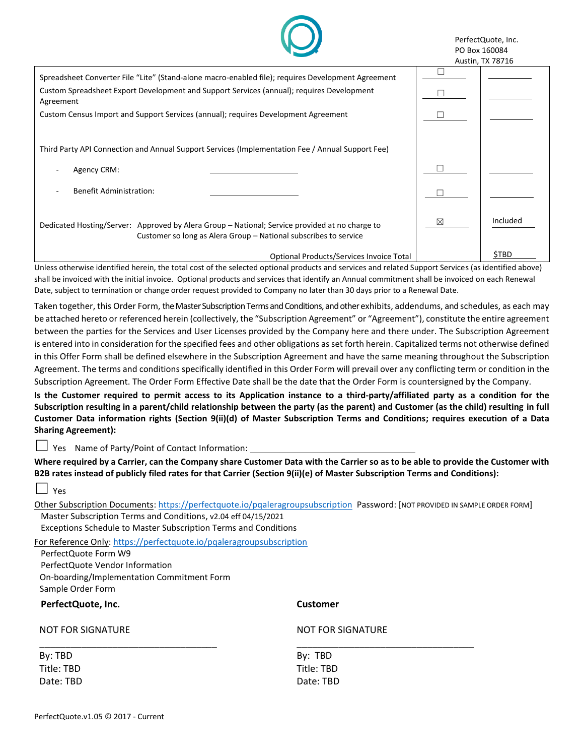PerfectQuote, Inc.
PO Box 160084
Austin, TX 78716

| | | |
|---|---|---|
| Spreadsheet Converter File "Lite" (Stand-alone macro-enabled file); requires Development Agreement | ☐ | |
| Custom Spreadsheet Export Development and Support Services (annual); requires Development Agreement | ☐ | |
| Custom Census Import and Support Services (annual); requires Development Agreement | ☐ | |
| Third Party API Connection and Annual Support Services (Implementation Fee / Annual Support Fee) | | |
| - Agency CRM: ____________ | ☐ | |
| - Benefit Administration: ____________ | ☐ | |
| Dedicated Hosting/Server: Approved by Alera Group – National; Service provided at no charge to Customer so long as Alera Group – National subscribes to service | ☒ | Included |
| Optional Products/Services Invoice Total | | $TBD |

Unless otherwise identified herein, the total cost of the selected optional products and services and related Support Services (as identified above) shall be invoiced with the initial invoice. Optional products and services that identify an Annual commitment shall be invoiced on each Renewal Date, subject to termination or change order request provided to Company no later than 30 days prior to a Renewal Date.

Taken together, this Order Form, the Master Subscription Terms and Conditions, and other exhibits, addendums, and schedules, as each may be attached hereto or referenced herein (collectively, the "Subscription Agreement" or "Agreement"), constitute the entire agreement between the parties for the Services and User Licenses provided by the Company here and there under. The Subscription Agreement is entered into in consideration for the specified fees and other obligations as set forth herein. Capitalized terms not otherwise defined in this Offer Form shall be defined elsewhere in the Subscription Agreement and have the same meaning throughout the Subscription Agreement. The terms and conditions specifically identified in this Order Form will prevail over any conflicting term or condition in the Subscription Agreement. The Order Form Effective Date shall be the date that the Order Form is countersigned by the Company.

**Is the Customer required to permit access to its Application instance to a third-party/affiliated party as a condition for the Subscription resulting in a parent/child relationship between the party (as the parent) and Customer (as the child) resulting in full Customer Data information rights (Section 9(ii)(d) of Master Subscription Terms and Conditions; requires execution of a Data Sharing Agreement):**

☐ Yes Name of Party/Point of Contact Information: ____________________

**Where required by a Carrier, can the Company share Customer Data with the Carrier so as to be able to provide the Customer with B2B rates instead of publicly filed rates for that Carrier (Section 9(ii)(e) of Master Subscription Terms and Conditions):**

☐ Yes

Other Subscription Documents: https://perfectquote.io/pqaleragroupsubscription Password: [NOT PROVIDED IN SAMPLE ORDER FORM]
Master Subscription Terms and Conditions, v2.04 eff 04/15/2021
Exceptions Schedule to Master Subscription Terms and Conditions

For Reference Only: https://perfectquote.io/pqaleragroupsubscription
PerfectQuote Form W9
PerfectQuote Vendor Information
On-boarding/Implementation Commitment Form
Sample Order Form

**PerfectQuote, Inc.**

NOT FOR SIGNATURE

_______________________________

By: TBD
Title: TBD
Date: TBD

**Customer**

NOT FOR SIGNATURE

_______________________________

By: TBD
Title: TBD
Date: TBD

PerfectQuote.v1.05 © 2017 - Current